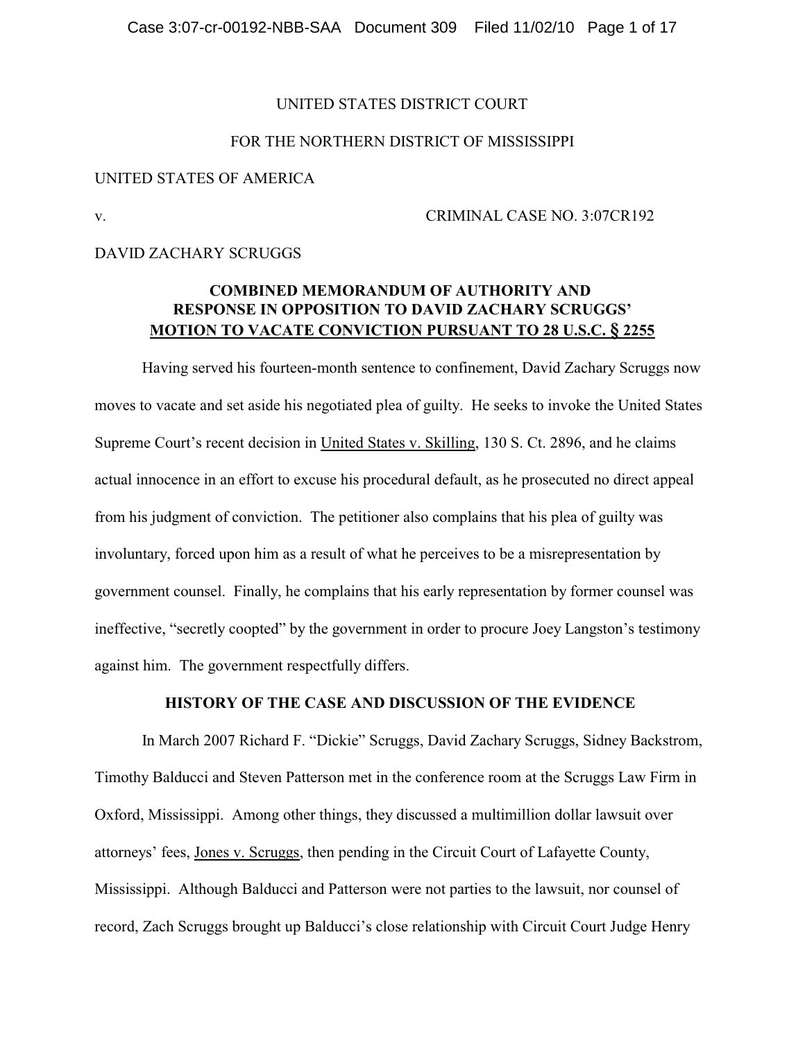UNITED STATES DISTRICT COURT

FOR THE NORTHERN DISTRICT OF MISSISSIPPI

UNITED STATES OF AMERICA

v. CRIMINAL CASE NO. 3:07CR192

DAVID ZACHARY SCRUGGS

**COMBINED MEMORANDUM OF AUTHORITY AND RESPONSE IN OPPOSITION TO DAVID ZACHARY SCRUGGS' MOTION TO VACATE CONVICTION PURSUANT TO 28 U.S.C. § 2255**

Having served his fourteen-month sentence to confinement, David Zachary Scruggs now moves to vacate and set aside his negotiated plea of guilty. He seeks to invoke the United States Supreme Court's recent decision in United States v. Skilling, 130 S. Ct. 2896, and he claims actual innocence in an effort to excuse his procedural default, as he prosecuted no direct appeal from his judgment of conviction. The petitioner also complains that his plea of guilty was involuntary, forced upon him as a result of what he perceives to be a misrepresentation by government counsel. Finally, he complains that his early representation by former counsel was ineffective, "secretly coopted" by the government in order to procure Joey Langston's testimony against him. The government respectfully differs.

**HISTORY OF THE CASE AND DISCUSSION OF THE EVIDENCE**

In March 2007 Richard F. "Dickie" Scruggs, David Zachary Scruggs, Sidney Backstrom, Timothy Balducci and Steven Patterson met in the conference room at the Scruggs Law Firm in Oxford, Mississippi. Among other things, they discussed a multimillion dollar lawsuit over attorneys' fees, Jones v. Scruggs, then pending in the Circuit Court of Lafayette County, Mississippi. Although Balducci and Patterson were not parties to the lawsuit, nor counsel of record, Zach Scruggs brought up Balducci's close relationship with Circuit Court Judge Henry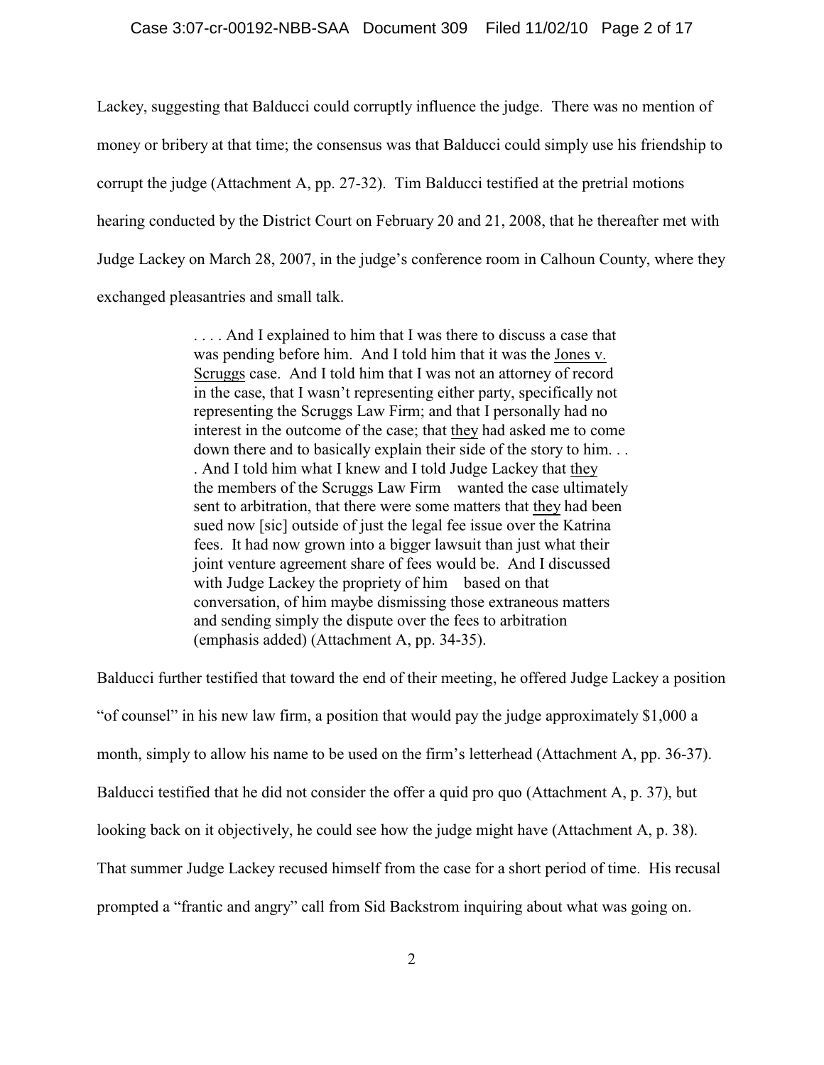Lackey, suggesting that Balducci could corruptly influence the judge. There was no mention of money or bribery at that time; the consensus was that Balducci could simply use his friendship to corrupt the judge (Attachment A, pp. 27-32). Tim Balducci testified at the pretrial motions hearing conducted by the District Court on February 20 and 21, 2008, that he thereafter met with Judge Lackey on March 28, 2007, in the judge's conference room in Calhoun County, where they exchanged pleasantries and small talk.

> . . . . And I explained to him that I was there to discuss a case that was pending before him. And I told him that it was the Jones v. Scruggs case. And I told him that I was not an attorney of record in the case, that I wasn't representing either party, specifically not representing the Scruggs Law Firm; and that I personally had no interest in the outcome of the case; that they had asked me to come down there and to basically explain their side of the story to him. . . . And I told him what I knew and I told Judge Lackey that they the members of the Scruggs Law Firm wanted the case ultimately sent to arbitration, that there were some matters that they had been sued now [sic] outside of just the legal fee issue over the Katrina fees. It had now grown into a bigger lawsuit than just what their joint venture agreement share of fees would be. And I discussed with Judge Lackey the propriety of him based on that conversation, of him maybe dismissing those extraneous matters and sending simply the dispute over the fees to arbitration (emphasis added) (Attachment A, pp. 34-35).

Balducci further testified that toward the end of their meeting, he offered Judge Lackey a position "of counsel" in his new law firm, a position that would pay the judge approximately $1,000 a month, simply to allow his name to be used on the firm's letterhead (Attachment A, pp. 36-37). Balducci testified that he did not consider the offer a quid pro quo (Attachment A, p. 37), but looking back on it objectively, he could see how the judge might have (Attachment A, p. 38). That summer Judge Lackey recused himself from the case for a short period of time. His recusal prompted a "frantic and angry" call from Sid Backstrom inquiring about what was going on.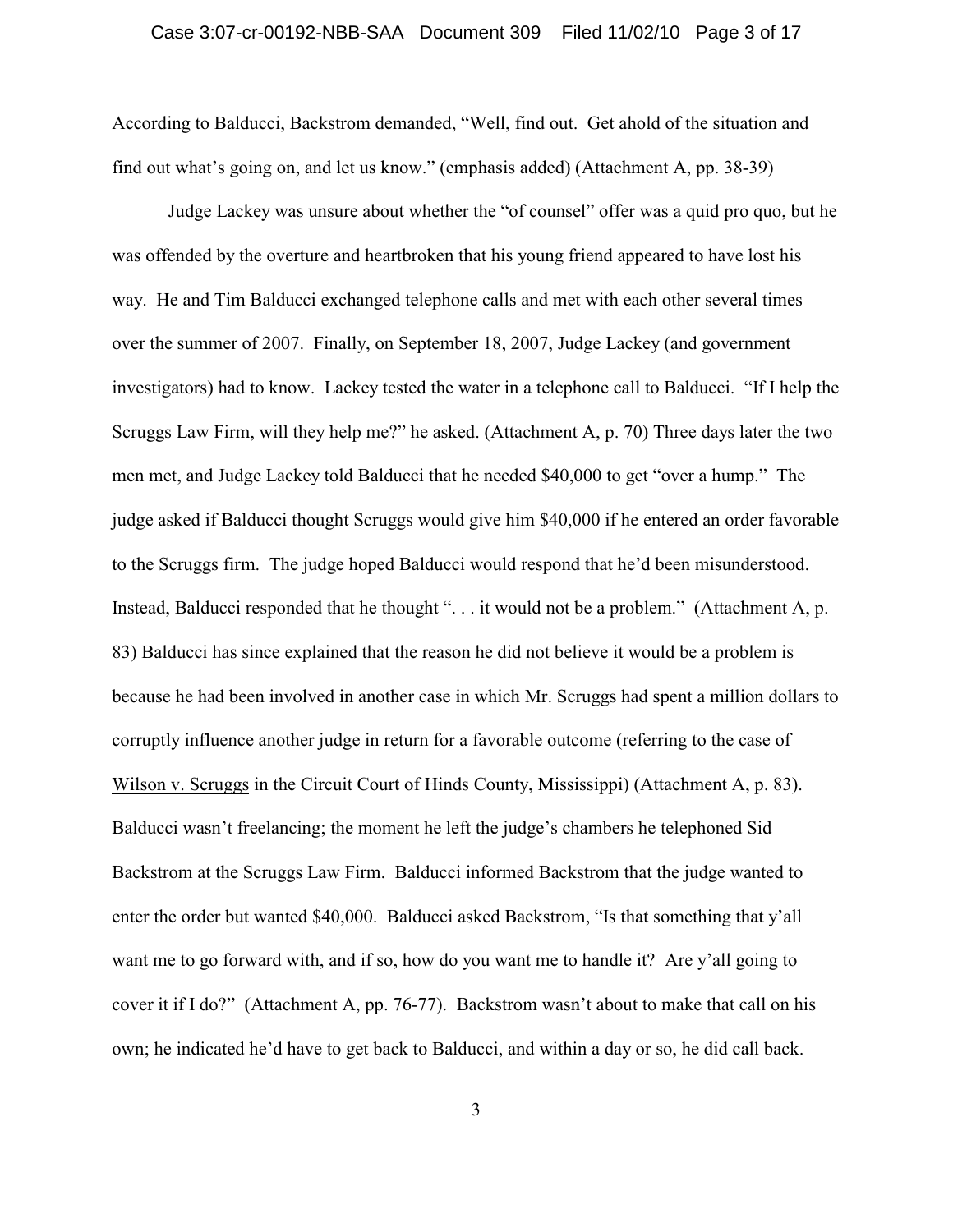According to Balducci, Backstrom demanded, "Well, find out. Get ahold of the situation and find out what's going on, and let us know." (emphasis added) (Attachment A, pp. 38-39)

Judge Lackey was unsure about whether the "of counsel" offer was a quid pro quo, but he was offended by the overture and heartbroken that his young friend appeared to have lost his way. He and Tim Balducci exchanged telephone calls and met with each other several times over the summer of 2007. Finally, on September 18, 2007, Judge Lackey (and government investigators) had to know. Lackey tested the water in a telephone call to Balducci. "If I help the Scruggs Law Firm, will they help me?" he asked. (Attachment A, p. 70) Three days later the two men met, and Judge Lackey told Balducci that he needed $40,000 to get "over a hump." The judge asked if Balducci thought Scruggs would give him $40,000 if he entered an order favorable to the Scruggs firm. The judge hoped Balducci would respond that he'd been misunderstood. Instead, Balducci responded that he thought ". . . it would not be a problem." (Attachment A, p. 83) Balducci has since explained that the reason he did not believe it would be a problem is because he had been involved in another case in which Mr. Scruggs had spent a million dollars to corruptly influence another judge in return for a favorable outcome (referring to the case of Wilson v. Scruggs in the Circuit Court of Hinds County, Mississippi) (Attachment A, p. 83). Balducci wasn't freelancing; the moment he left the judge's chambers he telephoned Sid Backstrom at the Scruggs Law Firm. Balducci informed Backstrom that the judge wanted to enter the order but wanted $40,000. Balducci asked Backstrom, "Is that something that y'all want me to go forward with, and if so, how do you want me to handle it? Are y'all going to cover it if I do?" (Attachment A, pp. 76-77). Backstrom wasn't about to make that call on his own; he indicated he'd have to get back to Balducci, and within a day or so, he did call back.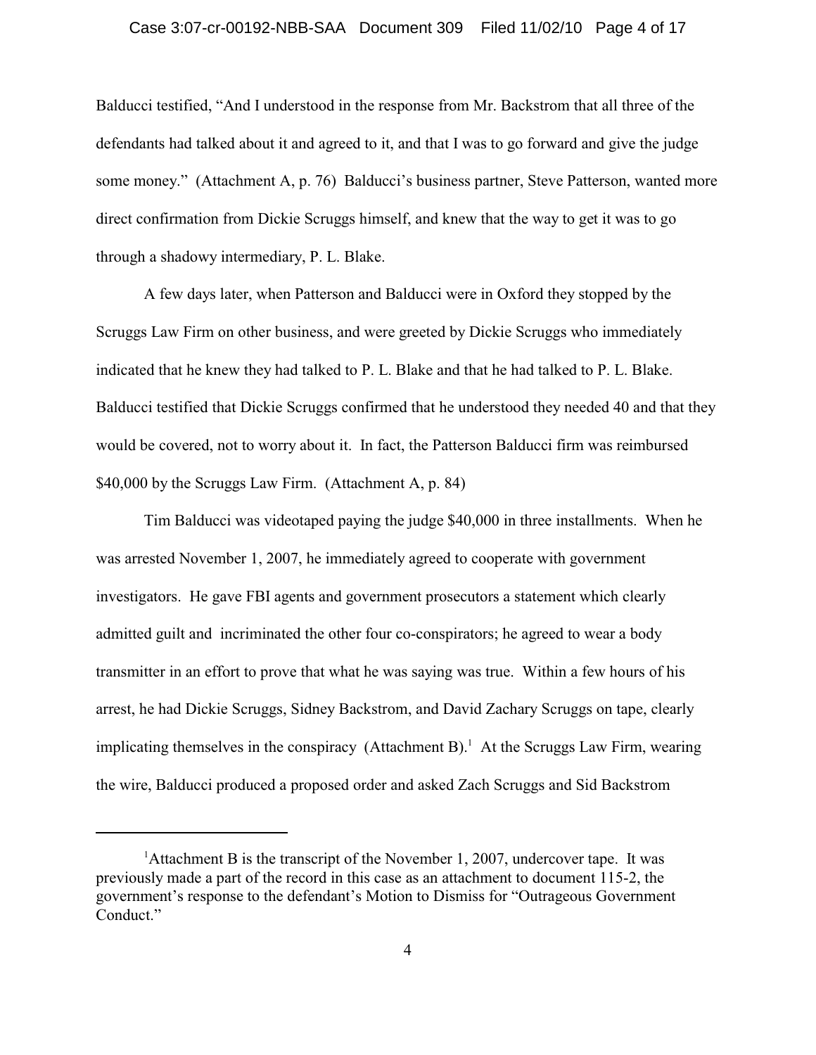Balducci testified, "And I understood in the response from Mr. Backstrom that all three of the defendants had talked about it and agreed to it, and that I was to go forward and give the judge some money." (Attachment A, p. 76) Balducci's business partner, Steve Patterson, wanted more direct confirmation from Dickie Scruggs himself, and knew that the way to get it was to go through a shadowy intermediary, P. L. Blake.

A few days later, when Patterson and Balducci were in Oxford they stopped by the Scruggs Law Firm on other business, and were greeted by Dickie Scruggs who immediately indicated that he knew they had talked to P. L. Blake and that he had talked to P. L. Blake. Balducci testified that Dickie Scruggs confirmed that he understood they needed 40 and that they would be covered, not to worry about it. In fact, the Patterson Balducci firm was reimbursed $40,000 by the Scruggs Law Firm. (Attachment A, p. 84)

Tim Balducci was videotaped paying the judge $40,000 in three installments. When he was arrested November 1, 2007, he immediately agreed to cooperate with government investigators. He gave FBI agents and government prosecutors a statement which clearly admitted guilt and incriminated the other four co-conspirators; he agreed to wear a body transmitter in an effort to prove that what he was saying was true. Within a few hours of his arrest, he had Dickie Scruggs, Sidney Backstrom, and David Zachary Scruggs on tape, clearly implicating themselves in the conspiracy (Attachment B).[1] At the Scruggs Law Firm, wearing the wire, Balducci produced a proposed order and asked Zach Scruggs and Sid Backstrom

[1] Attachment B is the transcript of the November 1, 2007, undercover tape. It was previously made a part of the record in this case as an attachment to document 115-2, the government's response to the defendant's Motion to Dismiss for "Outrageous Government Conduct."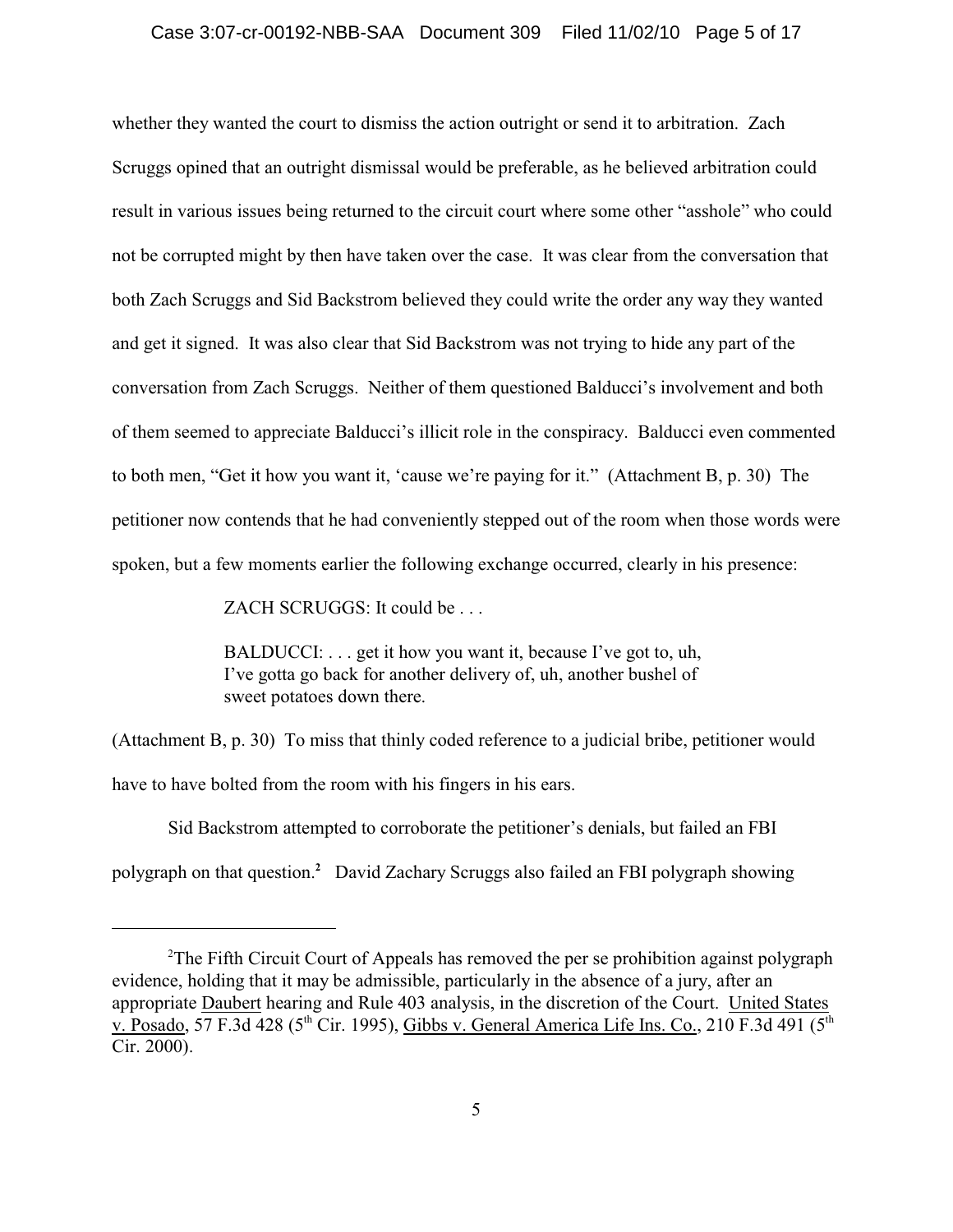whether they wanted the court to dismiss the action outright or send it to arbitration. Zach Scruggs opined that an outright dismissal would be preferable, as he believed arbitration could result in various issues being returned to the circuit court where some other "asshole" who could not be corrupted might by then have taken over the case. It was clear from the conversation that both Zach Scruggs and Sid Backstrom believed they could write the order any way they wanted and get it signed. It was also clear that Sid Backstrom was not trying to hide any part of the conversation from Zach Scruggs. Neither of them questioned Balducci's involvement and both of them seemed to appreciate Balducci's illicit role in the conspiracy. Balducci even commented to both men, "Get it how you want it, 'cause we're paying for it." (Attachment B, p. 30) The petitioner now contends that he had conveniently stepped out of the room when those words were spoken, but a few moments earlier the following exchange occurred, clearly in his presence:

> ZACH SCRUGGS: It could be . . .
>
> BALDUCCI: . . . get it how you want it, because I've got to, uh, I've gotta go back for another delivery of, uh, another bushel of sweet potatoes down there.

(Attachment B, p. 30) To miss that thinly coded reference to a judicial bribe, petitioner would have to have bolted from the room with his fingers in his ears.

Sid Backstrom attempted to corroborate the petitioner's denials, but failed an FBI polygraph on that question.[2] David Zachary Scruggs also failed an FBI polygraph showing

---

[2] The Fifth Circuit Court of Appeals has removed the per se prohibition against polygraph evidence, holding that it may be admissible, particularly in the absence of a jury, after an appropriate Daubert hearing and Rule 403 analysis, in the discretion of the Court. United States v. Posado, 57 F.3d 428 (5th Cir. 1995), Gibbs v. General America Life Ins. Co., 210 F.3d 491 (5th Cir. 2000).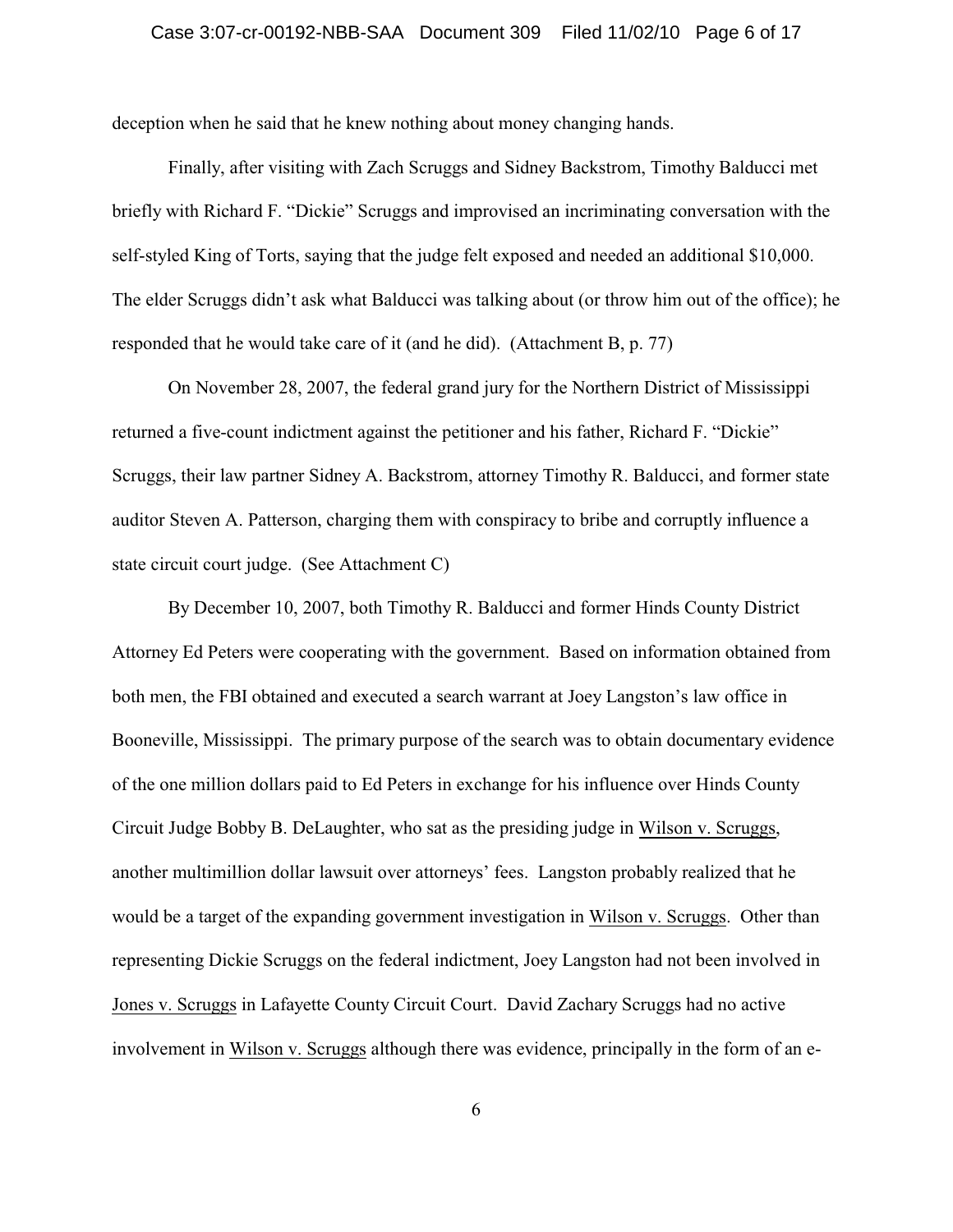deception when he said that he knew nothing about money changing hands.

Finally, after visiting with Zach Scruggs and Sidney Backstrom, Timothy Balducci met briefly with Richard F. "Dickie" Scruggs and improvised an incriminating conversation with the self-styled King of Torts, saying that the judge felt exposed and needed an additional $10,000. The elder Scruggs didn't ask what Balducci was talking about (or throw him out of the office); he responded that he would take care of it (and he did). (Attachment B, p. 77)

On November 28, 2007, the federal grand jury for the Northern District of Mississippi returned a five-count indictment against the petitioner and his father, Richard F. "Dickie" Scruggs, their law partner Sidney A. Backstrom, attorney Timothy R. Balducci, and former state auditor Steven A. Patterson, charging them with conspiracy to bribe and corruptly influence a state circuit court judge. (See Attachment C)

By December 10, 2007, both Timothy R. Balducci and former Hinds County District Attorney Ed Peters were cooperating with the government. Based on information obtained from both men, the FBI obtained and executed a search warrant at Joey Langston's law office in Booneville, Mississippi. The primary purpose of the search was to obtain documentary evidence of the one million dollars paid to Ed Peters in exchange for his influence over Hinds County Circuit Judge Bobby B. DeLaughter, who sat as the presiding judge in Wilson v. Scruggs, another multimillion dollar lawsuit over attorneys' fees. Langston probably realized that he would be a target of the expanding government investigation in Wilson v. Scruggs. Other than representing Dickie Scruggs on the federal indictment, Joey Langston had not been involved in Jones v. Scruggs in Lafayette County Circuit Court. David Zachary Scruggs had no active involvement in Wilson v. Scruggs although there was evidence, principally in the form of an e-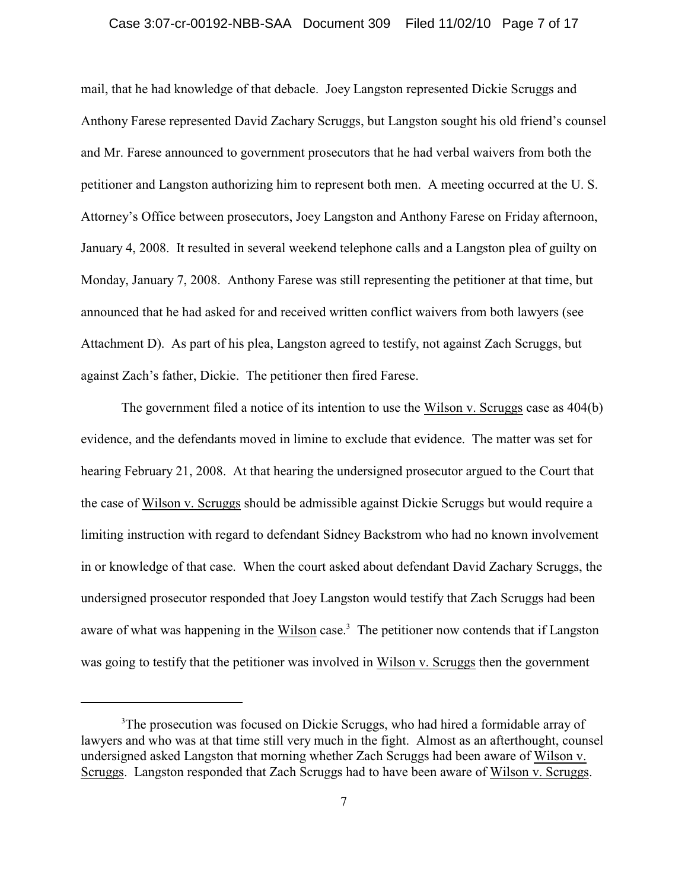mail, that he had knowledge of that debacle. Joey Langston represented Dickie Scruggs and Anthony Farese represented David Zachary Scruggs, but Langston sought his old friend's counsel and Mr. Farese announced to government prosecutors that he had verbal waivers from both the petitioner and Langston authorizing him to represent both men. A meeting occurred at the U. S. Attorney's Office between prosecutors, Joey Langston and Anthony Farese on Friday afternoon, January 4, 2008. It resulted in several weekend telephone calls and a Langston plea of guilty on Monday, January 7, 2008. Anthony Farese was still representing the petitioner at that time, but announced that he had asked for and received written conflict waivers from both lawyers (see Attachment D). As part of his plea, Langston agreed to testify, not against Zach Scruggs, but against Zach's father, Dickie. The petitioner then fired Farese.

The government filed a notice of its intention to use the Wilson v. Scruggs case as 404(b) evidence, and the defendants moved in limine to exclude that evidence. The matter was set for hearing February 21, 2008. At that hearing the undersigned prosecutor argued to the Court that the case of Wilson v. Scruggs should be admissible against Dickie Scruggs but would require a limiting instruction with regard to defendant Sidney Backstrom who had no known involvement in or knowledge of that case. When the court asked about defendant David Zachary Scruggs, the undersigned prosecutor responded that Joey Langston would testify that Zach Scruggs had been aware of what was happening in the Wilson case.[3] The petitioner now contends that if Langston was going to testify that the petitioner was involved in Wilson v. Scruggs then the government

[3] The prosecution was focused on Dickie Scruggs, who had hired a formidable array of lawyers and who was at that time still very much in the fight. Almost as an afterthought, counsel undersigned asked Langston that morning whether Zach Scruggs had been aware of Wilson v. Scruggs. Langston responded that Zach Scruggs had to have been aware of Wilson v. Scruggs.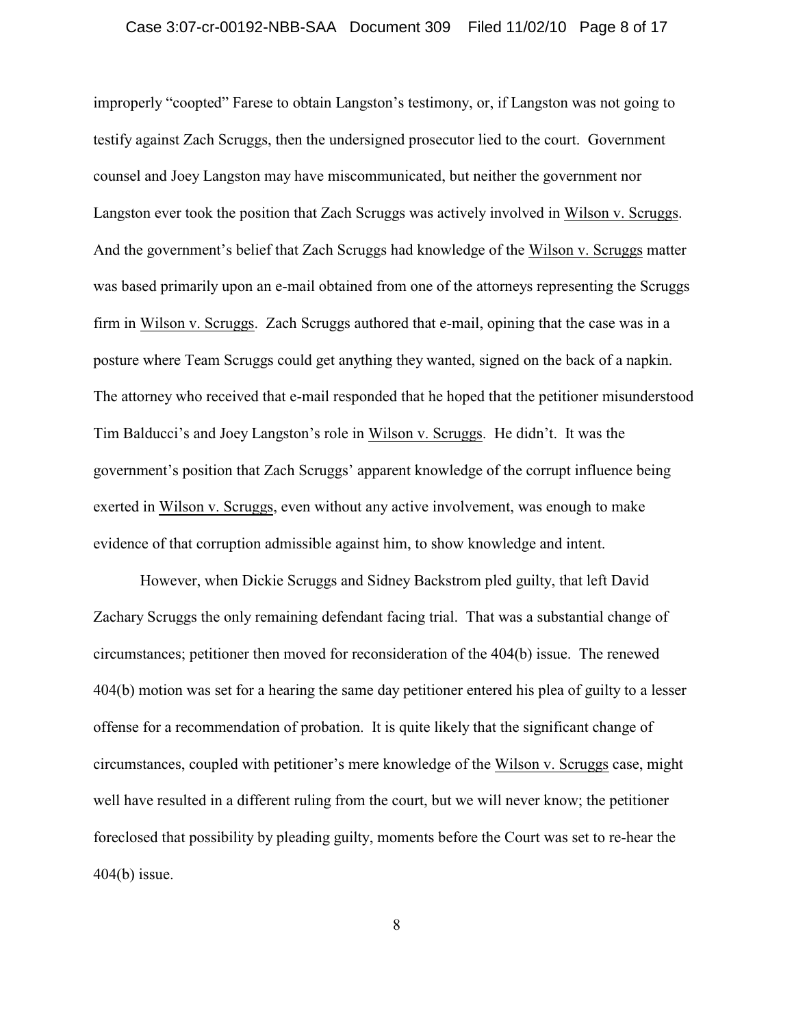improperly "coopted" Farese to obtain Langston's testimony, or, if Langston was not going to testify against Zach Scruggs, then the undersigned prosecutor lied to the court. Government counsel and Joey Langston may have miscommunicated, but neither the government nor Langston ever took the position that Zach Scruggs was actively involved in Wilson v. Scruggs. And the government's belief that Zach Scruggs had knowledge of the Wilson v. Scruggs matter was based primarily upon an e-mail obtained from one of the attorneys representing the Scruggs firm in Wilson v. Scruggs. Zach Scruggs authored that e-mail, opining that the case was in a posture where Team Scruggs could get anything they wanted, signed on the back of a napkin. The attorney who received that e-mail responded that he hoped that the petitioner misunderstood Tim Balducci's and Joey Langston's role in Wilson v. Scruggs. He didn't. It was the government's position that Zach Scruggs' apparent knowledge of the corrupt influence being exerted in Wilson v. Scruggs, even without any active involvement, was enough to make evidence of that corruption admissible against him, to show knowledge and intent.

However, when Dickie Scruggs and Sidney Backstrom pled guilty, that left David Zachary Scruggs the only remaining defendant facing trial. That was a substantial change of circumstances; petitioner then moved for reconsideration of the 404(b) issue. The renewed 404(b) motion was set for a hearing the same day petitioner entered his plea of guilty to a lesser offense for a recommendation of probation. It is quite likely that the significant change of circumstances, coupled with petitioner's mere knowledge of the Wilson v. Scruggs case, might well have resulted in a different ruling from the court, but we will never know; the petitioner foreclosed that possibility by pleading guilty, moments before the Court was set to re-hear the 404(b) issue.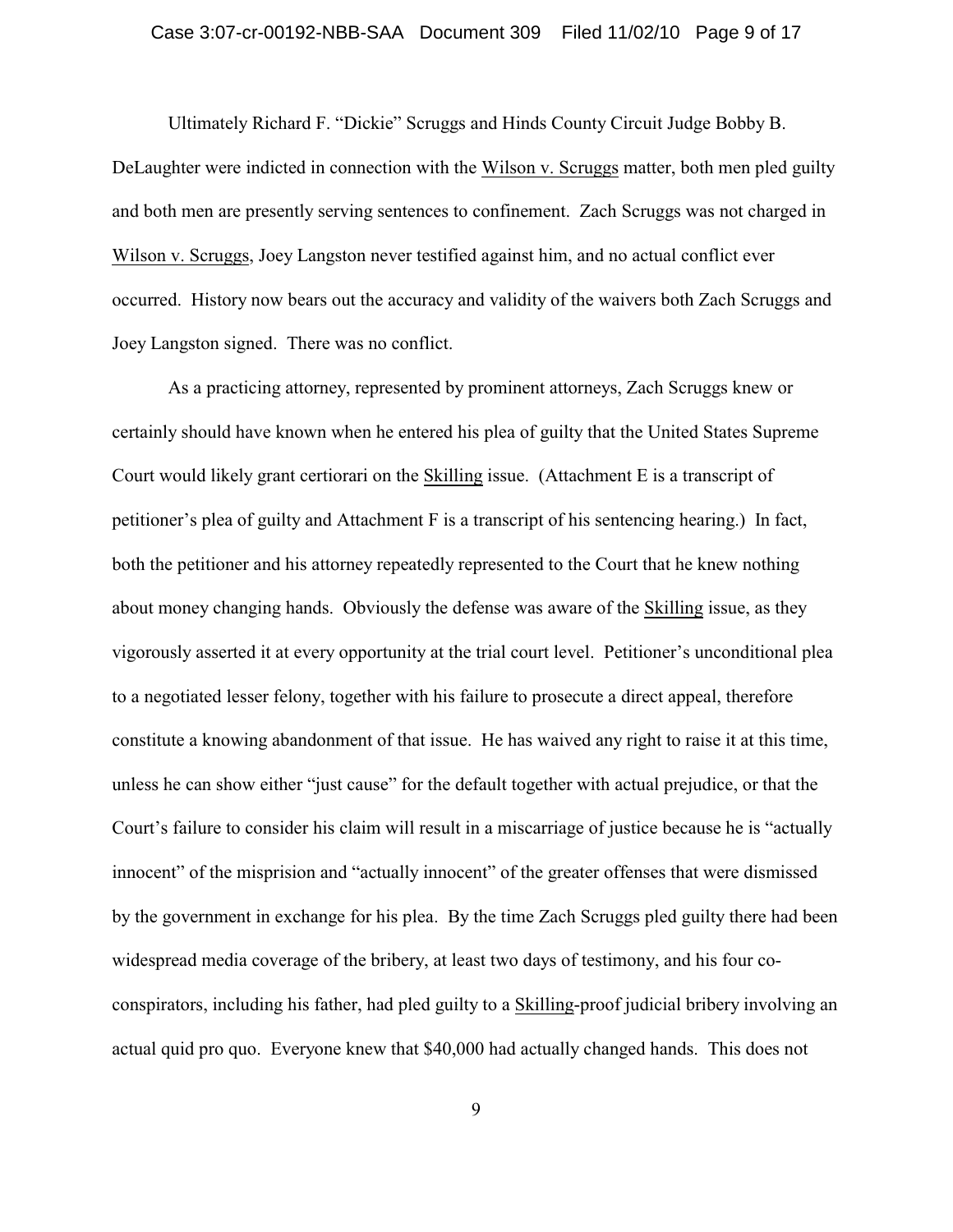Ultimately Richard F. "Dickie" Scruggs and Hinds County Circuit Judge Bobby B. DeLaughter were indicted in connection with the Wilson v. Scruggs matter, both men pled guilty and both men are presently serving sentences to confinement. Zach Scruggs was not charged in Wilson v. Scruggs, Joey Langston never testified against him, and no actual conflict ever occurred. History now bears out the accuracy and validity of the waivers both Zach Scruggs and Joey Langston signed. There was no conflict.

As a practicing attorney, represented by prominent attorneys, Zach Scruggs knew or certainly should have known when he entered his plea of guilty that the United States Supreme Court would likely grant certiorari on the Skilling issue. (Attachment E is a transcript of petitioner's plea of guilty and Attachment F is a transcript of his sentencing hearing.) In fact, both the petitioner and his attorney repeatedly represented to the Court that he knew nothing about money changing hands. Obviously the defense was aware of the Skilling issue, as they vigorously asserted it at every opportunity at the trial court level. Petitioner's unconditional plea to a negotiated lesser felony, together with his failure to prosecute a direct appeal, therefore constitute a knowing abandonment of that issue. He has waived any right to raise it at this time, unless he can show either "just cause" for the default together with actual prejudice, or that the Court's failure to consider his claim will result in a miscarriage of justice because he is "actually innocent" of the misprision and "actually innocent" of the greater offenses that were dismissed by the government in exchange for his plea. By the time Zach Scruggs pled guilty there had been widespread media coverage of the bribery, at least two days of testimony, and his four co-conspirators, including his father, had pled guilty to a Skilling-proof judicial bribery involving an actual quid pro quo. Everyone knew that $40,000 had actually changed hands. This does not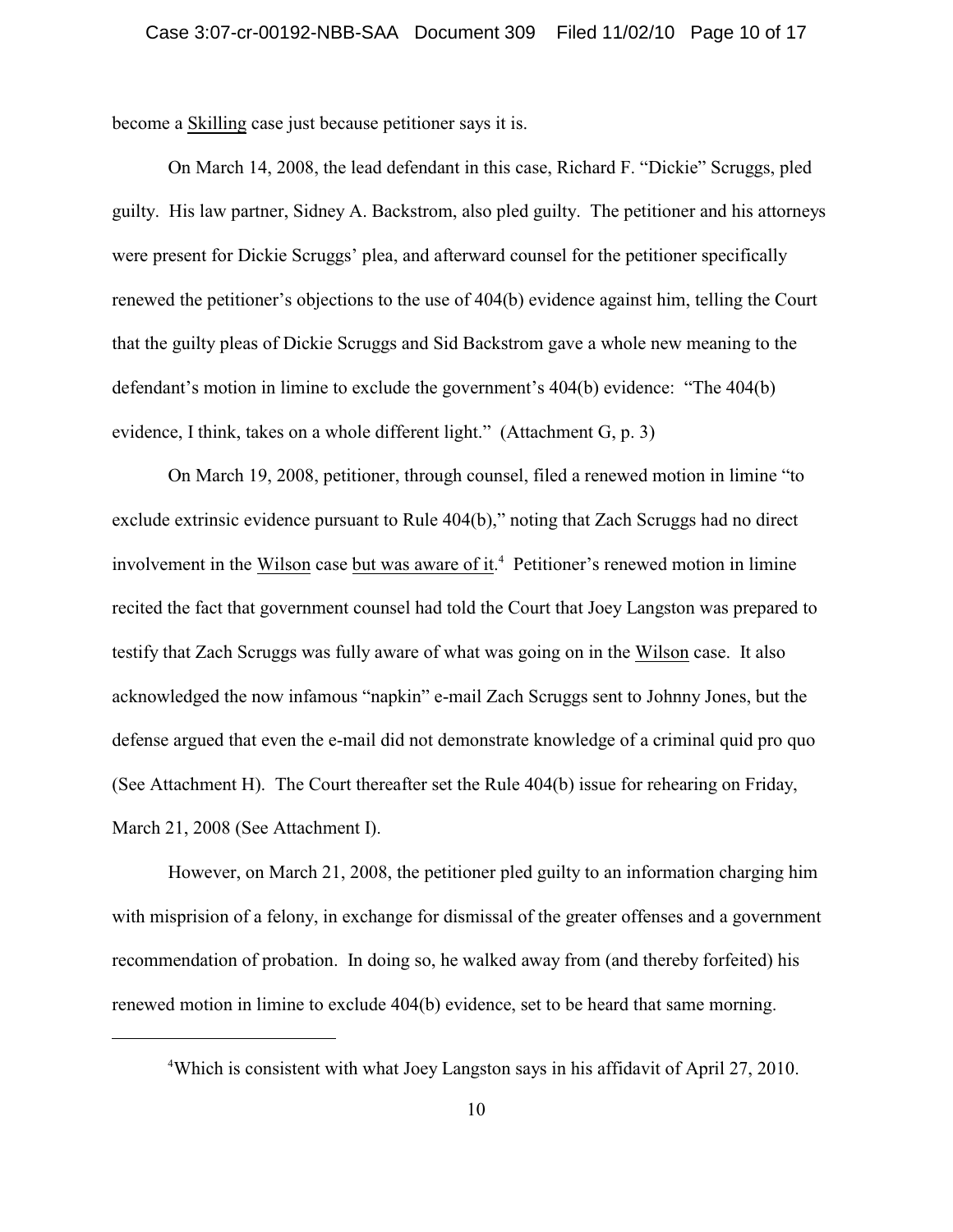become a Skilling case just because petitioner says it is.

On March 14, 2008, the lead defendant in this case, Richard F. "Dickie" Scruggs, pled guilty. His law partner, Sidney A. Backstrom, also pled guilty. The petitioner and his attorneys were present for Dickie Scruggs' plea, and afterward counsel for the petitioner specifically renewed the petitioner's objections to the use of 404(b) evidence against him, telling the Court that the guilty pleas of Dickie Scruggs and Sid Backstrom gave a whole new meaning to the defendant's motion in limine to exclude the government's 404(b) evidence: "The 404(b) evidence, I think, takes on a whole different light." (Attachment G, p. 3)

On March 19, 2008, petitioner, through counsel, filed a renewed motion in limine "to exclude extrinsic evidence pursuant to Rule 404(b)," noting that Zach Scruggs had no direct involvement in the Wilson case but was aware of it.[4] Petitioner's renewed motion in limine recited the fact that government counsel had told the Court that Joey Langston was prepared to testify that Zach Scruggs was fully aware of what was going on in the Wilson case. It also acknowledged the now infamous "napkin" e-mail Zach Scruggs sent to Johnny Jones, but the defense argued that even the e-mail did not demonstrate knowledge of a criminal quid pro quo (See Attachment H). The Court thereafter set the Rule 404(b) issue for rehearing on Friday, March 21, 2008 (See Attachment I).

However, on March 21, 2008, the petitioner pled guilty to an information charging him with misprision of a felony, in exchange for dismissal of the greater offenses and a government recommendation of probation. In doing so, he walked away from (and thereby forfeited) his renewed motion in limine to exclude 404(b) evidence, set to be heard that same morning.

---

[4] Which is consistent with what Joey Langston says in his affidavit of April 27, 2010.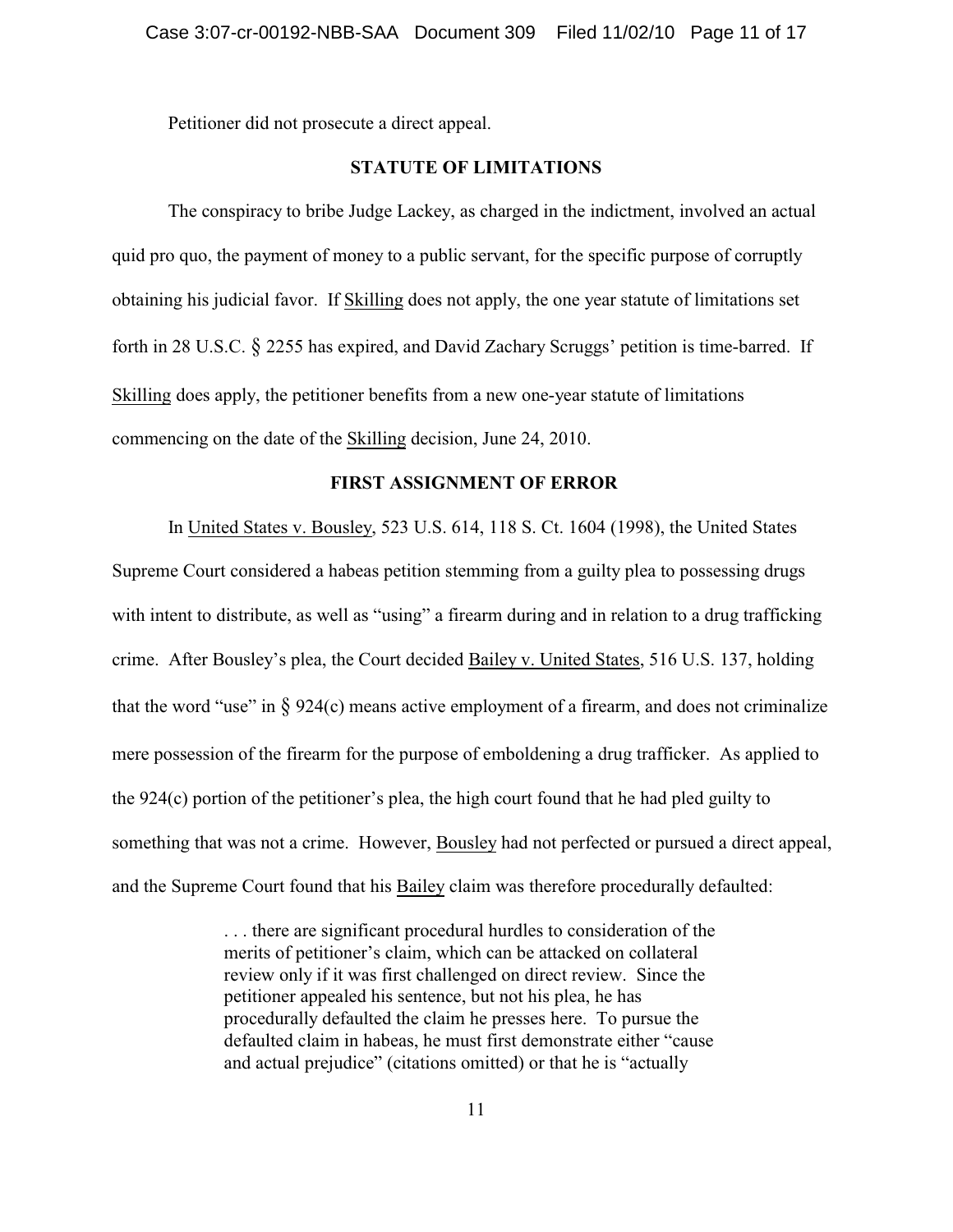Petitioner did not prosecute a direct appeal.

## STATUTE OF LIMITATIONS

The conspiracy to bribe Judge Lackey, as charged in the indictment, involved an actual quid pro quo, the payment of money to a public servant, for the specific purpose of corruptly obtaining his judicial favor. If Skilling does not apply, the one year statute of limitations set forth in 28 U.S.C. § 2255 has expired, and David Zachary Scruggs' petition is time-barred. If Skilling does apply, the petitioner benefits from a new one-year statute of limitations commencing on the date of the Skilling decision, June 24, 2010.

## FIRST ASSIGNMENT OF ERROR

In United States v. Bousley, 523 U.S. 614, 118 S. Ct. 1604 (1998), the United States Supreme Court considered a habeas petition stemming from a guilty plea to possessing drugs with intent to distribute, as well as "using" a firearm during and in relation to a drug trafficking crime. After Bousley's plea, the Court decided Bailey v. United States, 516 U.S. 137, holding that the word "use" in § 924(c) means active employment of a firearm, and does not criminalize mere possession of the firearm for the purpose of emboldening a drug trafficker. As applied to the 924(c) portion of the petitioner's plea, the high court found that he had pled guilty to something that was not a crime. However, Bousley had not perfected or pursued a direct appeal, and the Supreme Court found that his Bailey claim was therefore procedurally defaulted:

> . . . there are significant procedural hurdles to consideration of the merits of petitioner's claim, which can be attacked on collateral review only if it was first challenged on direct review. Since the petitioner appealed his sentence, but not his plea, he has procedurally defaulted the claim he presses here. To pursue the defaulted claim in habeas, he must first demonstrate either "cause and actual prejudice" (citations omitted) or that he is "actually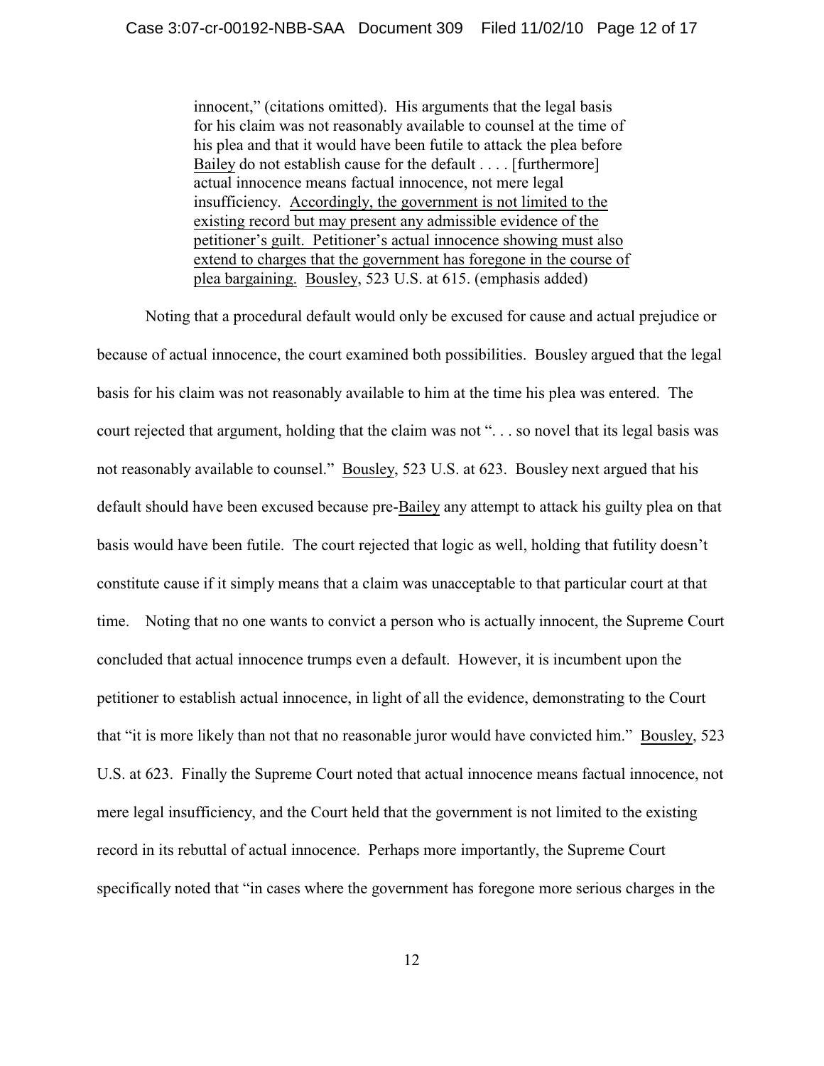> innocent," (citations omitted). His arguments that the legal basis for his claim was not reasonably available to counsel at the time of his plea and that it would have been futile to attack the plea before Bailey do not establish cause for the default . . . . [furthermore] actual innocence means factual innocence, not mere legal insufficiency. Accordingly, the government is not limited to the existing record but may present any admissible evidence of the petitioner's guilt. Petitioner's actual innocence showing must also extend to charges that the government has foregone in the course of plea bargaining. Bousley, 523 U.S. at 615. (emphasis added)

Noting that a procedural default would only be excused for cause and actual prejudice or because of actual innocence, the court examined both possibilities. Bousley argued that the legal basis for his claim was not reasonably available to him at the time his plea was entered. The court rejected that argument, holding that the claim was not ". . . so novel that its legal basis was not reasonably available to counsel." Bousley, 523 U.S. at 623. Bousley next argued that his default should have been excused because pre-Bailey any attempt to attack his guilty plea on that basis would have been futile. The court rejected that logic as well, holding that futility doesn't constitute cause if it simply means that a claim was unacceptable to that particular court at that time. Noting that no one wants to convict a person who is actually innocent, the Supreme Court concluded that actual innocence trumps even a default. However, it is incumbent upon the petitioner to establish actual innocence, in light of all the evidence, demonstrating to the Court that "it is more likely than not that no reasonable juror would have convicted him." Bousley, 523 U.S. at 623. Finally the Supreme Court noted that actual innocence means factual innocence, not mere legal insufficiency, and the Court held that the government is not limited to the existing record in its rebuttal of actual innocence. Perhaps more importantly, the Supreme Court specifically noted that "in cases where the government has foregone more serious charges in the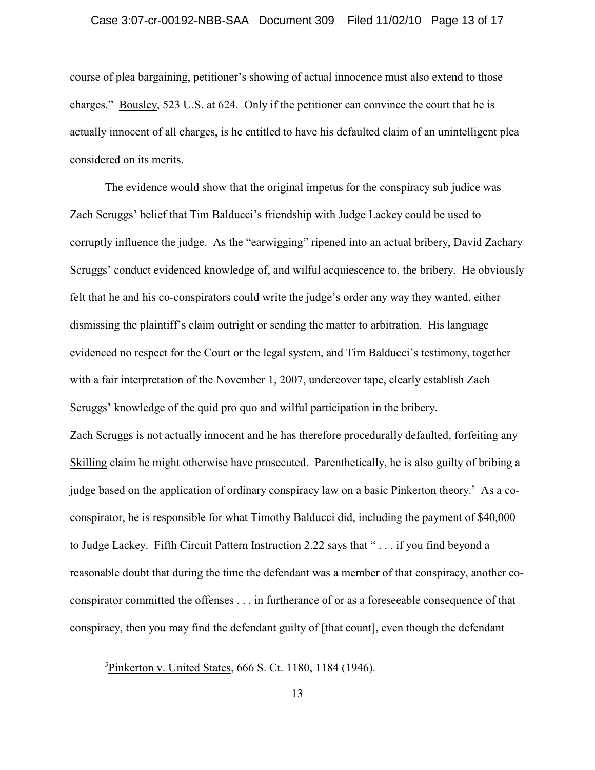course of plea bargaining, petitioner's showing of actual innocence must also extend to those charges." Bousley, 523 U.S. at 624. Only if the petitioner can convince the court that he is actually innocent of all charges, is he entitled to have his defaulted claim of an unintelligent plea considered on its merits.

The evidence would show that the original impetus for the conspiracy sub judice was Zach Scruggs' belief that Tim Balducci's friendship with Judge Lackey could be used to corruptly influence the judge. As the "earwigging" ripened into an actual bribery, David Zachary Scruggs' conduct evidenced knowledge of, and wilful acquiescence to, the bribery. He obviously felt that he and his co-conspirators could write the judge's order any way they wanted, either dismissing the plaintiff's claim outright or sending the matter to arbitration. His language evidenced no respect for the Court or the legal system, and Tim Balducci's testimony, together with a fair interpretation of the November 1, 2007, undercover tape, clearly establish Zach Scruggs' knowledge of the quid pro quo and wilful participation in the bribery.

Zach Scruggs is not actually innocent and he has therefore procedurally defaulted, forfeiting any Skilling claim he might otherwise have prosecuted. Parenthetically, he is also guilty of bribing a judge based on the application of ordinary conspiracy law on a basic Pinkerton theory.[5] As a co-conspirator, he is responsible for what Timothy Balducci did, including the payment of $40,000 to Judge Lackey. Fifth Circuit Pattern Instruction 2.22 says that " . . . if you find beyond a reasonable doubt that during the time the defendant was a member of that conspiracy, another co-conspirator committed the offenses . . . in furtherance of or as a foreseeable consequence of that conspiracy, then you may find the defendant guilty of [that count], even though the defendant

---

[5] Pinkerton v. United States, 666 S. Ct. 1180, 1184 (1946).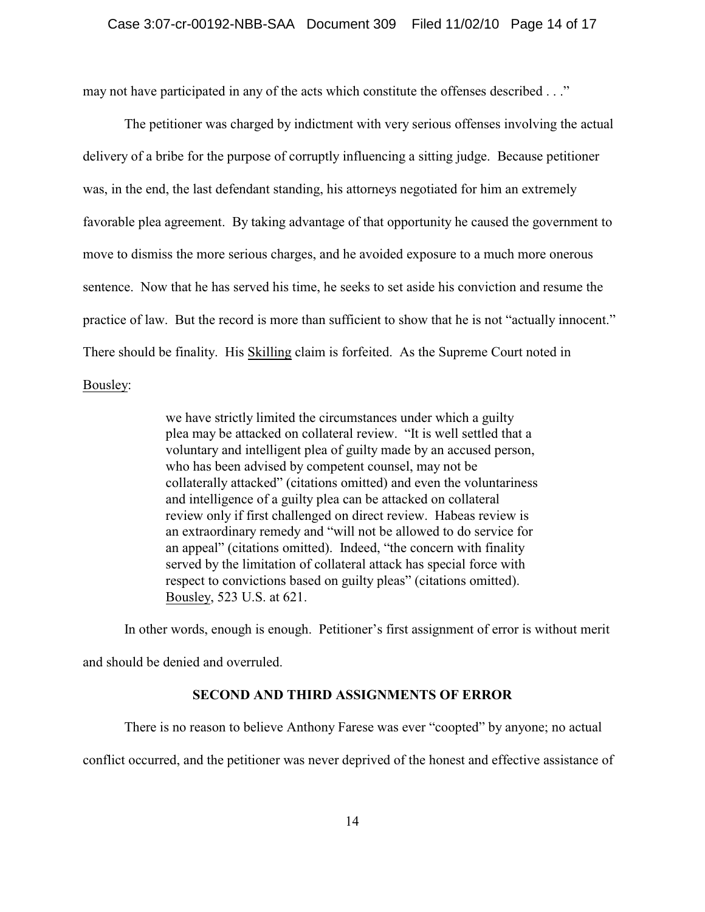may not have participated in any of the acts which constitute the offenses described . . ."

The petitioner was charged by indictment with very serious offenses involving the actual delivery of a bribe for the purpose of corruptly influencing a sitting judge. Because petitioner was, in the end, the last defendant standing, his attorneys negotiated for him an extremely favorable plea agreement. By taking advantage of that opportunity he caused the government to move to dismiss the more serious charges, and he avoided exposure to a much more onerous sentence. Now that he has served his time, he seeks to set aside his conviction and resume the practice of law. But the record is more than sufficient to show that he is not "actually innocent." There should be finality. His Skilling claim is forfeited. As the Supreme Court noted in Bousley:

> we have strictly limited the circumstances under which a guilty plea may be attacked on collateral review. "It is well settled that a voluntary and intelligent plea of guilty made by an accused person, who has been advised by competent counsel, may not be collaterally attacked" (citations omitted) and even the voluntariness and intelligence of a guilty plea can be attacked on collateral review only if first challenged on direct review. Habeas review is an extraordinary remedy and "will not be allowed to do service for an appeal" (citations omitted). Indeed, "the concern with finality served by the limitation of collateral attack has special force with respect to convictions based on guilty pleas" (citations omitted). Bousley, 523 U.S. at 621.

In other words, enough is enough. Petitioner's first assignment of error is without merit and should be denied and overruled.

## SECOND AND THIRD ASSIGNMENTS OF ERROR

There is no reason to believe Anthony Farese was ever "coopted" by anyone; no actual conflict occurred, and the petitioner was never deprived of the honest and effective assistance of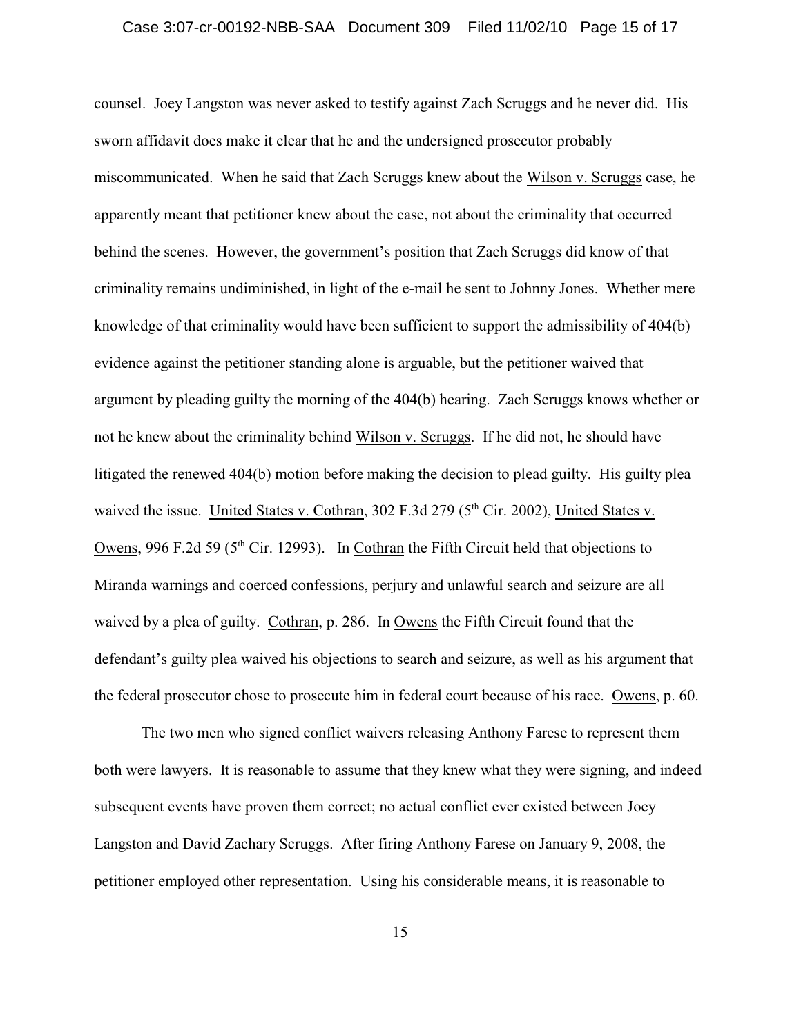counsel. Joey Langston was never asked to testify against Zach Scruggs and he never did. His sworn affidavit does make it clear that he and the undersigned prosecutor probably miscommunicated. When he said that Zach Scruggs knew about the Wilson v. Scruggs case, he apparently meant that petitioner knew about the case, not about the criminality that occurred behind the scenes. However, the government's position that Zach Scruggs did know of that criminality remains undiminished, in light of the e-mail he sent to Johnny Jones. Whether mere knowledge of that criminality would have been sufficient to support the admissibility of 404(b) evidence against the petitioner standing alone is arguable, but the petitioner waived that argument by pleading guilty the morning of the 404(b) hearing. Zach Scruggs knows whether or not he knew about the criminality behind Wilson v. Scruggs. If he did not, he should have litigated the renewed 404(b) motion before making the decision to plead guilty. His guilty plea waived the issue. United States v. Cothran, 302 F.3d 279 (5th Cir. 2002), United States v. Owens, 996 F.2d 59 (5th Cir. 12993). In Cothran the Fifth Circuit held that objections to Miranda warnings and coerced confessions, perjury and unlawful search and seizure are all waived by a plea of guilty. Cothran, p. 286. In Owens the Fifth Circuit found that the defendant's guilty plea waived his objections to search and seizure, as well as his argument that the federal prosecutor chose to prosecute him in federal court because of his race. Owens, p. 60.

The two men who signed conflict waivers releasing Anthony Farese to represent them both were lawyers. It is reasonable to assume that they knew what they were signing, and indeed subsequent events have proven them correct; no actual conflict ever existed between Joey Langston and David Zachary Scruggs. After firing Anthony Farese on January 9, 2008, the petitioner employed other representation. Using his considerable means, it is reasonable to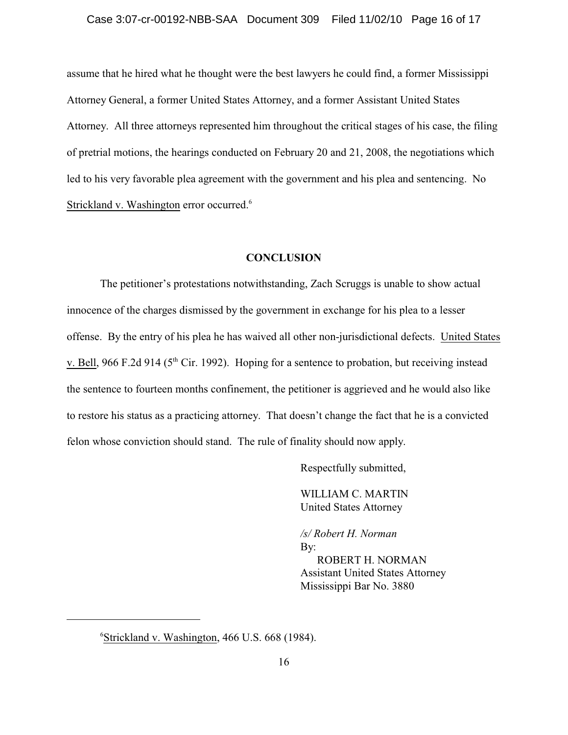assume that he hired what he thought were the best lawyers he could find, a former Mississippi Attorney General, a former United States Attorney, and a former Assistant United States Attorney. All three attorneys represented him throughout the critical stages of his case, the filing of pretrial motions, the hearings conducted on February 20 and 21, 2008, the negotiations which led to his very favorable plea agreement with the government and his plea and sentencing. No Strickland v. Washington error occurred.[6]

## CONCLUSION

The petitioner's protestations notwithstanding, Zach Scruggs is unable to show actual innocence of the charges dismissed by the government in exchange for his plea to a lesser offense. By the entry of his plea he has waived all other non-jurisdictional defects. United States v. Bell, 966 F.2d 914 (5th Cir. 1992). Hoping for a sentence to probation, but receiving instead the sentence to fourteen months confinement, the petitioner is aggrieved and he would also like to restore his status as a practicing attorney. That doesn't change the fact that he is a convicted felon whose conviction should stand. The rule of finality should now apply.

Respectfully submitted,

WILLIAM C. MARTIN
United States Attorney

*/s/ Robert H. Norman*
By:
ROBERT H. NORMAN
Assistant United States Attorney
Mississippi Bar No. 3880

---

[6] Strickland v. Washington, 466 U.S. 668 (1984).